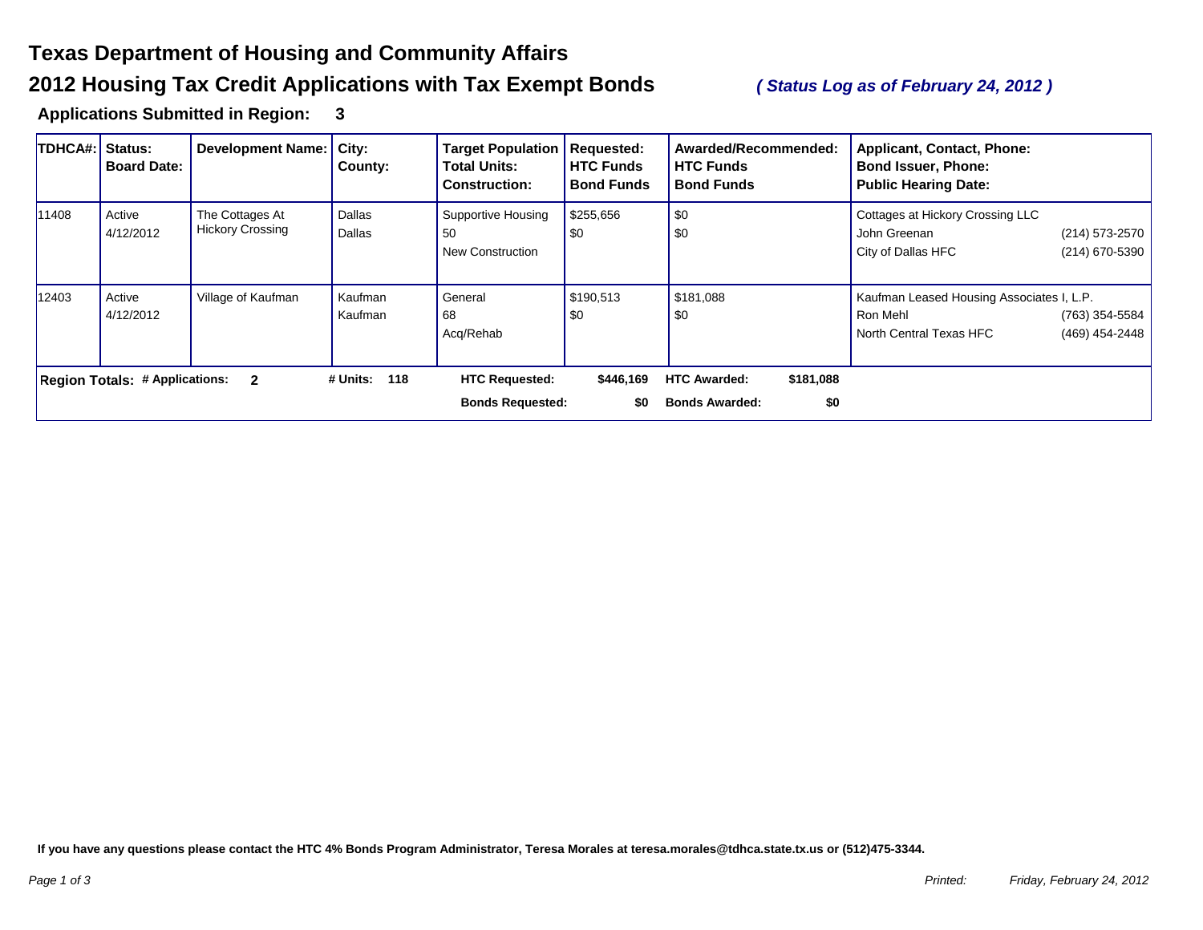# Texas Department of Housing and Community Affairs

## 2012 Housing Tax Credit Applications with Tax Exempt Bonds

*( Status Log as of February 24, 2012 )*

### Applications Submitted in Region: 3

| TDHCA#: | Status: Board Date: | Development Name: | City: County: | Target Population Total Units: Construction: | Requested: HTC Funds Bond Funds | Awarded/Recommended: HTC Funds Bond Funds | Applicant, Contact, Phone: Bond Issuer, Phone: Public Hearing Date: |
|---|---|---|---|---|---|---|---|
| 11408 | Active 4/12/2012 | The Cottages At Hickory Crossing | Dallas Dallas | Supportive Housing 50 New Construction | $255,656 $0 | $0 $0 | Cottages at Hickory Crossing LLC John Greenan (214) 573-2570 City of Dallas HFC (214) 670-5390 |
| 12403 | Active 4/12/2012 | Village of Kaufman | Kaufman Kaufman | General 68 Acq/Rehab | $190,513 $0 | $181,088 $0 | Kaufman Leased Housing Associates I, L.P. Ron Mehl (763) 354-5584 North Central Texas HFC (469) 454-2448 |

**Region Totals: # Applications: 2** | **# Units: 118** | **HTC Requested: $446,169** | **HTC Awarded: $181,088** | **Bonds Requested: $0** | **Bonds Awarded: $0**

**If you have any questions please contact the HTC 4% Bonds Program Administrator, Teresa Morales at teresa.morales@tdhca.state.tx.us or (512)475-3344.**

*Printed: Friday, February 24, 2012*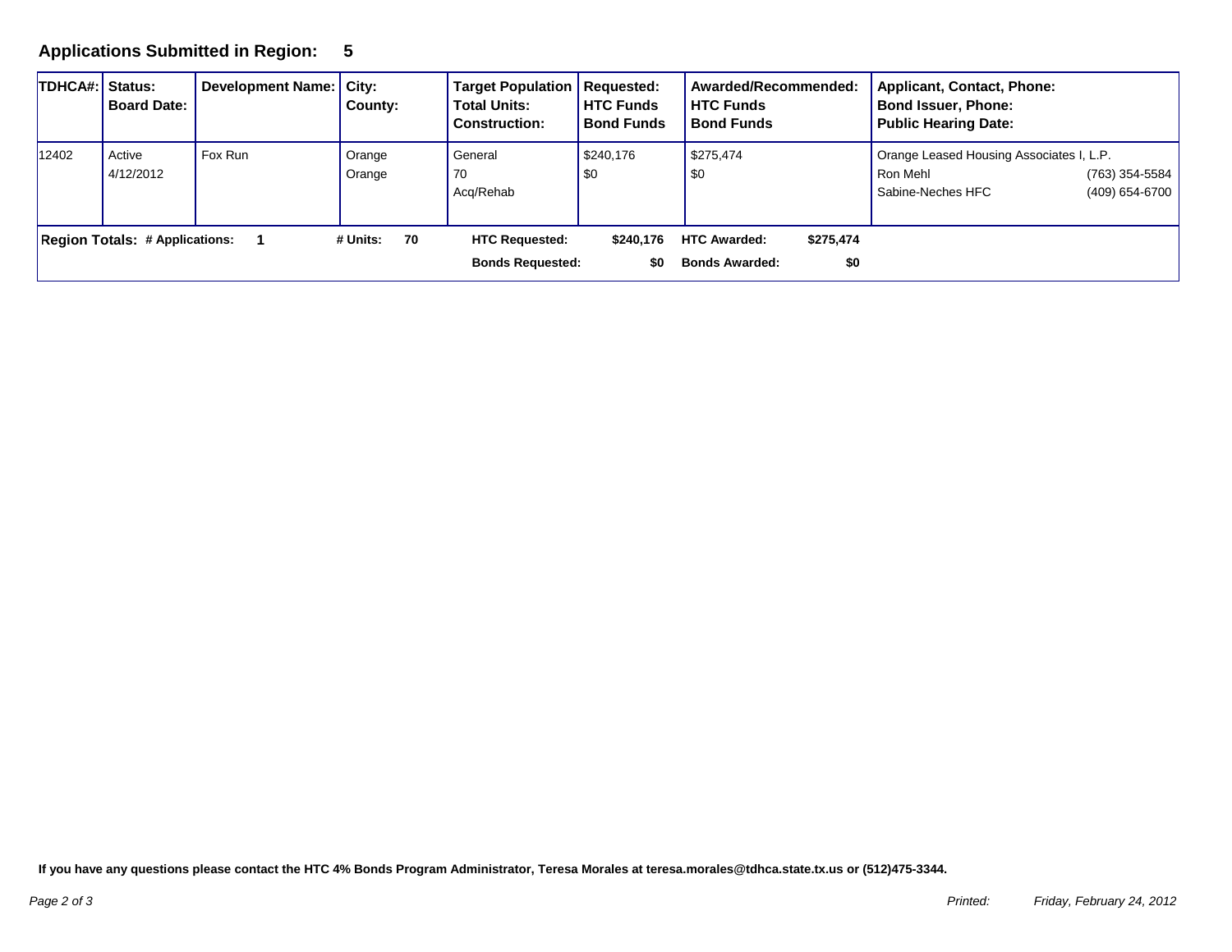## Applications Submitted in Region: 5

| TDHCA#: | Status:<br>Board Date: | Development Name: | City:<br>County: | Target Population<br>Total Units:<br>Construction: | Requested:<br>HTC Funds<br>Bond Funds | Awarded/Recommended:<br>HTC Funds<br>Bond Funds | Applicant, Contact, Phone:<br>Bond Issuer, Phone:<br>Public Hearing Date: |
|---|---|---|---|---|---|---|---|
| 12402 | Active<br>4/12/2012 | Fox Run | Orange<br>Orange | General<br>70<br>Acq/Rehab | $240,176<br>$0 | $275,474<br>$0 | Orange Leased Housing Associates I, L.P.<br>Ron Mehl (763) 354-5584<br>Sabine-Neches HFC (409) 654-6700 |

**Region Totals: # Applications: 1 # Units: 70 HTC Requested: $240,176 HTC Awarded: $275,474**

**Bonds Requested: $0 Bonds Awarded: $0**

**If you have any questions please contact the HTC 4% Bonds Program Administrator, Teresa Morales at teresa.morales@tdhca.state.tx.us or (512)475-3344.**

*Printed: Friday, February 24, 2012*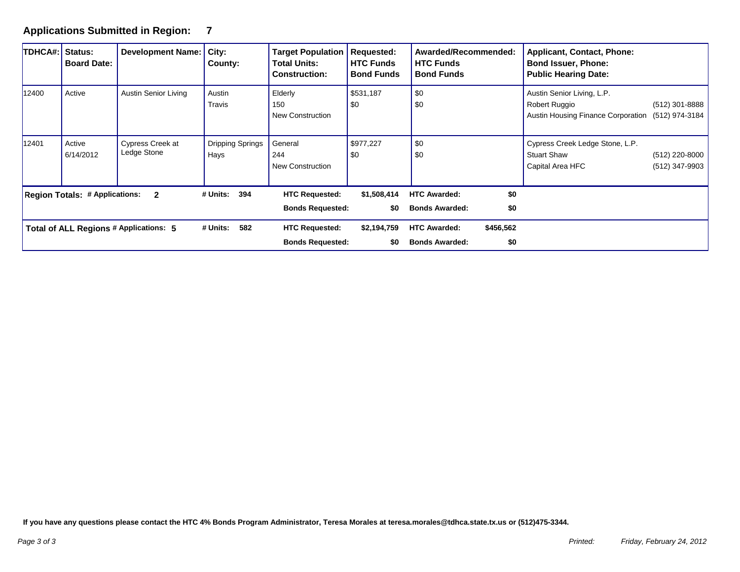## Applications Submitted in Region: 7

| TDHCA#: | Status: Board Date: | Development Name: | City: County: | Target Population Total Units: Construction: | Requested: HTC Funds Bond Funds | Awarded/Recommended: HTC Funds Bond Funds | Applicant, Contact, Phone: Bond Issuer, Phone: Public Hearing Date: |
|---|---|---|---|---|---|---|---|
| 12400 | Active | Austin Senior Living | Austin Travis | Elderly 150 New Construction | $531,187 $0 | $0 $0 | Austin Senior Living, L.P. Robert Ruggio (512) 301-8888 Austin Housing Finance Corporation (512) 974-3184 |
| 12401 | Active 6/14/2012 | Cypress Creek at Ledge Stone | Dripping Springs Hays | General 244 New Construction | $977,227 $0 | $0 $0 | Cypress Creek Ledge Stone, L.P. Stuart Shaw (512) 220-8000 Capital Area HFC (512) 347-9903 |

| | | | | | | | |
|---|---|---|---|---|---|---|---|
| **Region Totals: # Applications:** | **2** | **# Units:** | **394** | **HTC Requested:** | **$1,508,414** | **HTC Awarded:** | **$0** |
| | | | | **Bonds Requested:** | **$0** | **Bonds Awarded:** | **$0** |
| **Total of ALL Regions # Applications:** | **5** | **# Units:** | **582** | **HTC Requested:** | **$2,194,759** | **HTC Awarded:** | **$456,562** |
| | | | | **Bonds Requested:** | **$0** | **Bonds Awarded:** | **$0** |

**If you have any questions please contact the HTC 4% Bonds Program Administrator, Teresa Morales at teresa.morales@tdhca.state.tx.us or (512)475-3344.**

*Printed: Friday, February 24, 2012*